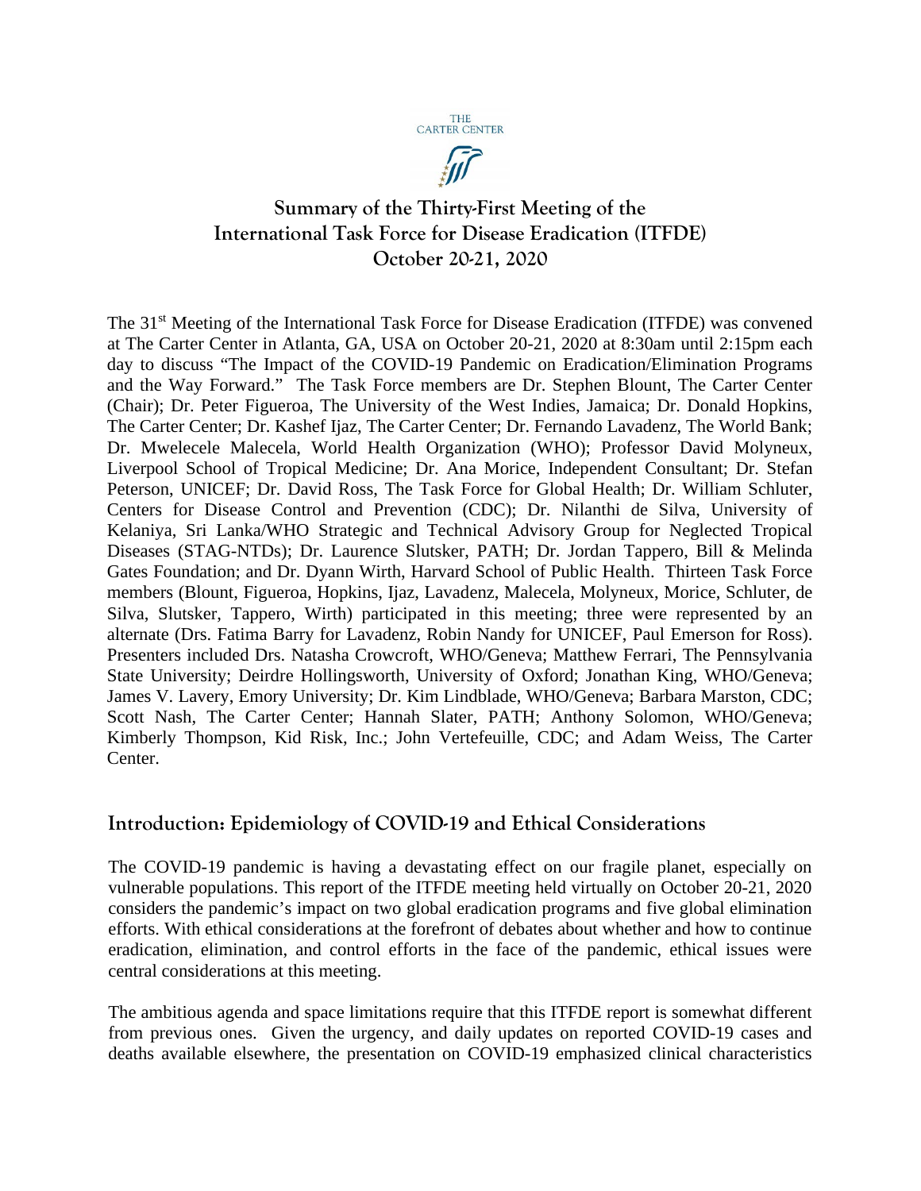THE CARTER CENTER

# Summary of the Thirty-First Meeting of the International Task Force for Disease Eradication (ITFDE) October 20-21, 2020

The 31st Meeting of the International Task Force for Disease Eradication (ITFDE) was convened at The Carter Center in Atlanta, GA, USA on October 20-21, 2020 at 8:30am until 2:15pm each day to discuss "The Impact of the COVID-19 Pandemic on Eradication/Elimination Programs and the Way Forward." The Task Force members are Dr. Stephen Blount, The Carter Center (Chair); Dr. Peter Figueroa, The University of the West Indies, Jamaica; Dr. Donald Hopkins, The Carter Center; Dr. Kashef Ijaz, The Carter Center; Dr. Fernando Lavadenz, The World Bank; Dr. Mwelecele Malecela, World Health Organization (WHO); Professor David Molyneux, Liverpool School of Tropical Medicine; Dr. Ana Morice, Independent Consultant; Dr. Stefan Peterson, UNICEF; Dr. David Ross, The Task Force for Global Health; Dr. William Schluter, Centers for Disease Control and Prevention (CDC); Dr. Nilanthi de Silva, University of Kelaniya, Sri Lanka/WHO Strategic and Technical Advisory Group for Neglected Tropical Diseases (STAG-NTDs); Dr. Laurence Slutsker, PATH; Dr. Jordan Tappero, Bill & Melinda Gates Foundation; and Dr. Dyann Wirth, Harvard School of Public Health. Thirteen Task Force members (Blount, Figueroa, Hopkins, Ijaz, Lavadenz, Malecela, Molyneux, Morice, Schluter, de Silva, Slutsker, Tappero, Wirth) participated in this meeting; three were represented by an alternate (Drs. Fatima Barry for Lavadenz, Robin Nandy for UNICEF, Paul Emerson for Ross). Presenters included Drs. Natasha Crowcroft, WHO/Geneva; Matthew Ferrari, The Pennsylvania State University; Deirdre Hollingsworth, University of Oxford; Jonathan King, WHO/Geneva; James V. Lavery, Emory University; Dr. Kim Lindblade, WHO/Geneva; Barbara Marston, CDC; Scott Nash, The Carter Center; Hannah Slater, PATH; Anthony Solomon, WHO/Geneva; Kimberly Thompson, Kid Risk, Inc.; John Vertefeuille, CDC; and Adam Weiss, The Carter Center.

## Introduction: Epidemiology of COVID-19 and Ethical Considerations

The COVID-19 pandemic is having a devastating effect on our fragile planet, especially on vulnerable populations. This report of the ITFDE meeting held virtually on October 20-21, 2020 considers the pandemic's impact on two global eradication programs and five global elimination efforts. With ethical considerations at the forefront of debates about whether and how to continue eradication, elimination, and control efforts in the face of the pandemic, ethical issues were central considerations at this meeting.

The ambitious agenda and space limitations require that this ITFDE report is somewhat different from previous ones. Given the urgency, and daily updates on reported COVID-19 cases and deaths available elsewhere, the presentation on COVID-19 emphasized clinical characteristics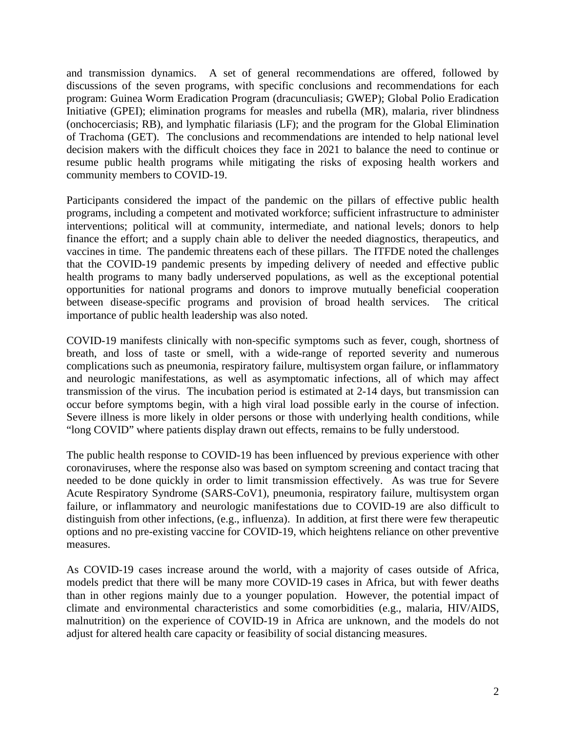and transmission dynamics. A set of general recommendations are offered, followed by discussions of the seven programs, with specific conclusions and recommendations for each program: Guinea Worm Eradication Program (dracunculiasis; GWEP); Global Polio Eradication Initiative (GPEI); elimination programs for measles and rubella (MR), malaria, river blindness (onchocerciasis; RB), and lymphatic filariasis (LF); and the program for the Global Elimination of Trachoma (GET). The conclusions and recommendations are intended to help national level decision makers with the difficult choices they face in 2021 to balance the need to continue or resume public health programs while mitigating the risks of exposing health workers and community members to COVID-19.

Participants considered the impact of the pandemic on the pillars of effective public health programs, including a competent and motivated workforce; sufficient infrastructure to administer interventions; political will at community, intermediate, and national levels; donors to help finance the effort; and a supply chain able to deliver the needed diagnostics, therapeutics, and vaccines in time. The pandemic threatens each of these pillars. The ITFDE noted the challenges that the COVID-19 pandemic presents by impeding delivery of needed and effective public health programs to many badly underserved populations, as well as the exceptional potential opportunities for national programs and donors to improve mutually beneficial cooperation between disease-specific programs and provision of broad health services. The critical importance of public health leadership was also noted.

COVID-19 manifests clinically with non-specific symptoms such as fever, cough, shortness of breath, and loss of taste or smell, with a wide-range of reported severity and numerous complications such as pneumonia, respiratory failure, multisystem organ failure, or inflammatory and neurologic manifestations, as well as asymptomatic infections, all of which may affect transmission of the virus. The incubation period is estimated at 2-14 days, but transmission can occur before symptoms begin, with a high viral load possible early in the course of infection. Severe illness is more likely in older persons or those with underlying health conditions, while "long COVID" where patients display drawn out effects, remains to be fully understood.

The public health response to COVID-19 has been influenced by previous experience with other coronaviruses, where the response also was based on symptom screening and contact tracing that needed to be done quickly in order to limit transmission effectively. As was true for Severe Acute Respiratory Syndrome (SARS-CoV1), pneumonia, respiratory failure, multisystem organ failure, or inflammatory and neurologic manifestations due to COVID-19 are also difficult to distinguish from other infections, (e.g., influenza). In addition, at first there were few therapeutic options and no pre-existing vaccine for COVID-19, which heightens reliance on other preventive measures.

As COVID-19 cases increase around the world, with a majority of cases outside of Africa, models predict that there will be many more COVID-19 cases in Africa, but with fewer deaths than in other regions mainly due to a younger population. However, the potential impact of climate and environmental characteristics and some comorbidities (e.g., malaria, HIV/AIDS, malnutrition) on the experience of COVID-19 in Africa are unknown, and the models do not adjust for altered health care capacity or feasibility of social distancing measures.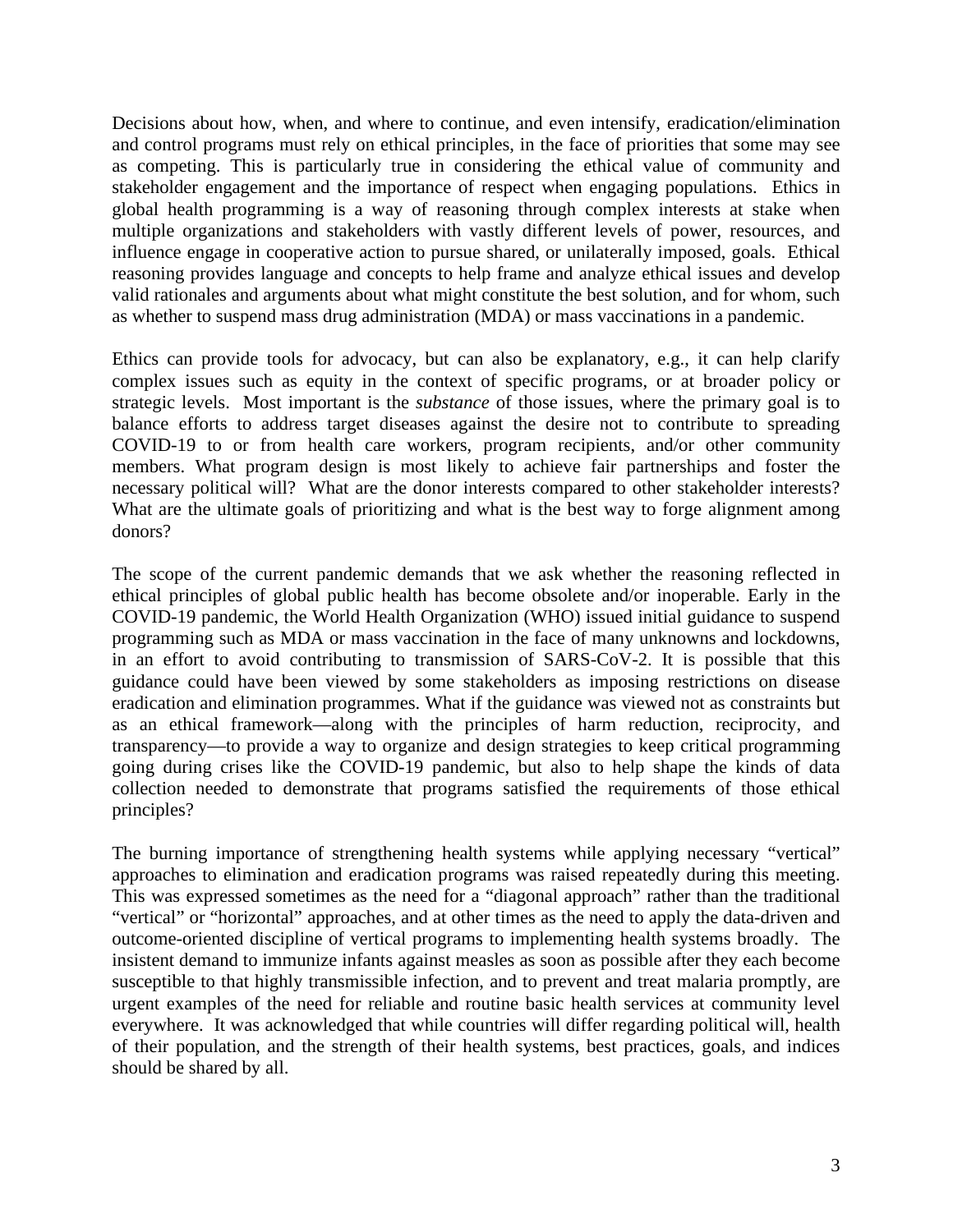Decisions about how, when, and where to continue, and even intensify, eradication/elimination and control programs must rely on ethical principles, in the face of priorities that some may see as competing. This is particularly true in considering the ethical value of community and stakeholder engagement and the importance of respect when engaging populations. Ethics in global health programming is a way of reasoning through complex interests at stake when multiple organizations and stakeholders with vastly different levels of power, resources, and influence engage in cooperative action to pursue shared, or unilaterally imposed, goals. Ethical reasoning provides language and concepts to help frame and analyze ethical issues and develop valid rationales and arguments about what might constitute the best solution, and for whom, such as whether to suspend mass drug administration (MDA) or mass vaccinations in a pandemic.

Ethics can provide tools for advocacy, but can also be explanatory, e.g., it can help clarify complex issues such as equity in the context of specific programs, or at broader policy or strategic levels. Most important is the *substance* of those issues, where the primary goal is to balance efforts to address target diseases against the desire not to contribute to spreading COVID-19 to or from health care workers, program recipients, and/or other community members. What program design is most likely to achieve fair partnerships and foster the necessary political will? What are the donor interests compared to other stakeholder interests? What are the ultimate goals of prioritizing and what is the best way to forge alignment among donors?

The scope of the current pandemic demands that we ask whether the reasoning reflected in ethical principles of global public health has become obsolete and/or inoperable. Early in the COVID-19 pandemic, the World Health Organization (WHO) issued initial guidance to suspend programming such as MDA or mass vaccination in the face of many unknowns and lockdowns, in an effort to avoid contributing to transmission of SARS-CoV-2. It is possible that this guidance could have been viewed by some stakeholders as imposing restrictions on disease eradication and elimination programmes. What if the guidance was viewed not as constraints but as an ethical framework—along with the principles of harm reduction, reciprocity, and transparency—to provide a way to organize and design strategies to keep critical programming going during crises like the COVID-19 pandemic, but also to help shape the kinds of data collection needed to demonstrate that programs satisfied the requirements of those ethical principles?

The burning importance of strengthening health systems while applying necessary "vertical" approaches to elimination and eradication programs was raised repeatedly during this meeting. This was expressed sometimes as the need for a "diagonal approach" rather than the traditional "vertical" or "horizontal" approaches, and at other times as the need to apply the data-driven and outcome-oriented discipline of vertical programs to implementing health systems broadly. The insistent demand to immunize infants against measles as soon as possible after they each become susceptible to that highly transmissible infection, and to prevent and treat malaria promptly, are urgent examples of the need for reliable and routine basic health services at community level everywhere. It was acknowledged that while countries will differ regarding political will, health of their population, and the strength of their health systems, best practices, goals, and indices should be shared by all.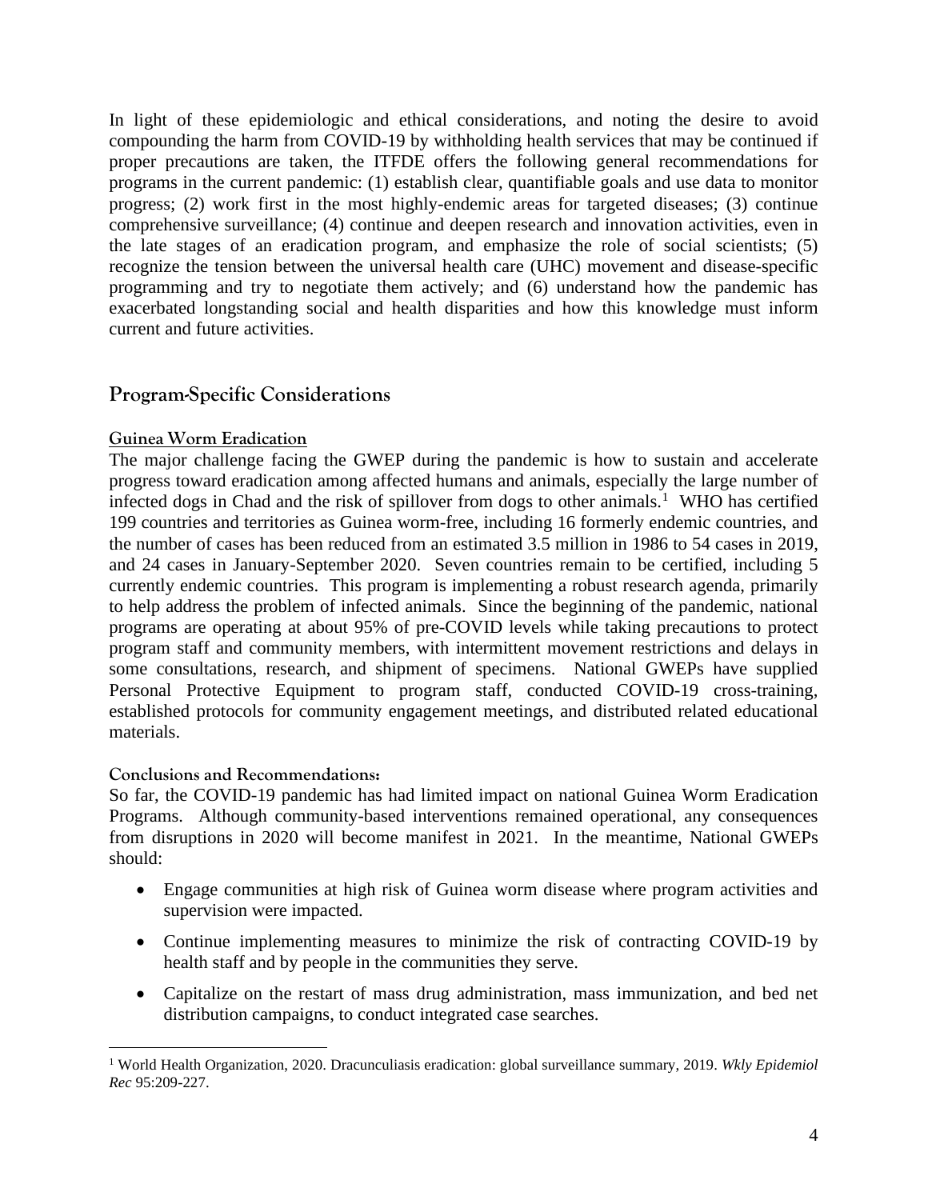In light of these epidemiologic and ethical considerations, and noting the desire to avoid compounding the harm from COVID-19 by withholding health services that may be continued if proper precautions are taken, the ITFDE offers the following general recommendations for programs in the current pandemic: (1) establish clear, quantifiable goals and use data to monitor progress; (2) work first in the most highly-endemic areas for targeted diseases; (3) continue comprehensive surveillance; (4) continue and deepen research and innovation activities, even in the late stages of an eradication program, and emphasize the role of social scientists; (5) recognize the tension between the universal health care (UHC) movement and disease-specific programming and try to negotiate them actively; and (6) understand how the pandemic has exacerbated longstanding social and health disparities and how this knowledge must inform current and future activities.

## Program-Specific Considerations

### Guinea Worm Eradication

The major challenge facing the GWEP during the pandemic is how to sustain and accelerate progress toward eradication among affected humans and animals, especially the large number of infected dogs in Chad and the risk of spillover from dogs to other animals.[1] WHO has certified 199 countries and territories as Guinea worm-free, including 16 formerly endemic countries, and the number of cases has been reduced from an estimated 3.5 million in 1986 to 54 cases in 2019, and 24 cases in January-September 2020. Seven countries remain to be certified, including 5 currently endemic countries. This program is implementing a robust research agenda, primarily to help address the problem of infected animals. Since the beginning of the pandemic, national programs are operating at about 95% of pre-COVID levels while taking precautions to protect program staff and community members, with intermittent movement restrictions and delays in some consultations, research, and shipment of specimens. National GWEPs have supplied Personal Protective Equipment to program staff, conducted COVID-19 cross-training, established protocols for community engagement meetings, and distributed related educational materials.

#### Conclusions and Recommendations:

So far, the COVID-19 pandemic has had limited impact on national Guinea Worm Eradication Programs. Although community-based interventions remained operational, any consequences from disruptions in 2020 will become manifest in 2021. In the meantime, National GWEPs should:

- Engage communities at high risk of Guinea worm disease where program activities and supervision were impacted.
- Continue implementing measures to minimize the risk of contracting COVID-19 by health staff and by people in the communities they serve.
- Capitalize on the restart of mass drug administration, mass immunization, and bed net distribution campaigns, to conduct integrated case searches.

---

[1] World Health Organization, 2020. Dracunculiasis eradication: global surveillance summary, 2019. *Wkly Epidemiol Rec* 95:209-227.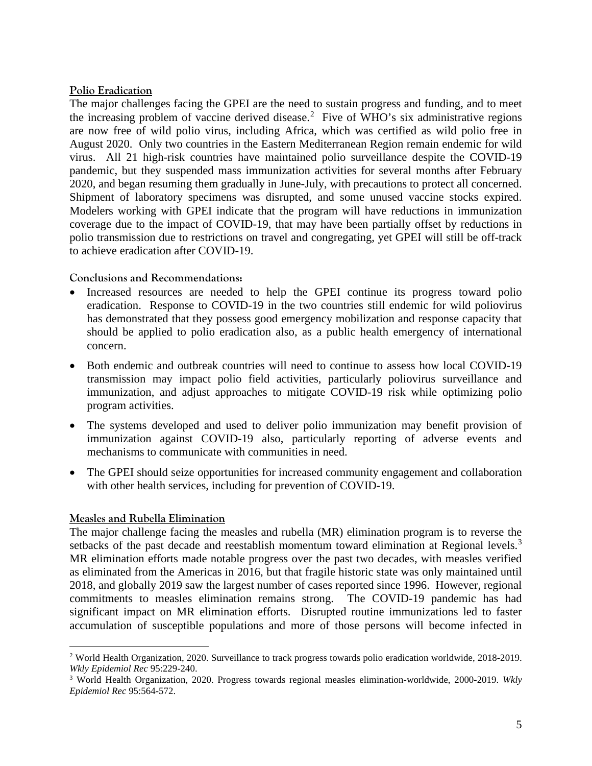## Polio Eradication

The major challenges facing the GPEI are the need to sustain progress and funding, and to meet the increasing problem of vaccine derived disease.[2] Five of WHO's six administrative regions are now free of wild polio virus, including Africa, which was certified as wild polio free in August 2020. Only two countries in the Eastern Mediterranean Region remain endemic for wild virus. All 21 high-risk countries have maintained polio surveillance despite the COVID-19 pandemic, but they suspended mass immunization activities for several months after February 2020, and began resuming them gradually in June-July, with precautions to protect all concerned. Shipment of laboratory specimens was disrupted, and some unused vaccine stocks expired. Modelers working with GPEI indicate that the program will have reductions in immunization coverage due to the impact of COVID-19, that may have been partially offset by reductions in polio transmission due to restrictions on travel and congregating, yet GPEI will still be off-track to achieve eradication after COVID-19.

### Conclusions and Recommendations:

- Increased resources are needed to help the GPEI continue its progress toward polio eradication. Response to COVID-19 in the two countries still endemic for wild poliovirus has demonstrated that they possess good emergency mobilization and response capacity that should be applied to polio eradication also, as a public health emergency of international concern.
- Both endemic and outbreak countries will need to continue to assess how local COVID-19 transmission may impact polio field activities, particularly poliovirus surveillance and immunization, and adjust approaches to mitigate COVID-19 risk while optimizing polio program activities.
- The systems developed and used to deliver polio immunization may benefit provision of immunization against COVID-19 also, particularly reporting of adverse events and mechanisms to communicate with communities in need.
- The GPEI should seize opportunities for increased community engagement and collaboration with other health services, including for prevention of COVID-19.

## Measles and Rubella Elimination

The major challenge facing the measles and rubella (MR) elimination program is to reverse the setbacks of the past decade and reestablish momentum toward elimination at Regional levels.[3] MR elimination efforts made notable progress over the past two decades, with measles verified as eliminated from the Americas in 2016, but that fragile historic state was only maintained until 2018, and globally 2019 saw the largest number of cases reported since 1996. However, regional commitments to measles elimination remains strong. The COVID-19 pandemic has had significant impact on MR elimination efforts. Disrupted routine immunizations led to faster accumulation of susceptible populations and more of those persons will become infected in

---

[2] World Health Organization, 2020. Surveillance to track progress towards polio eradication worldwide, 2018-2019. *Wkly Epidemiol Rec* 95:229-240.

[3] World Health Organization, 2020. Progress towards regional measles elimination-worldwide, 2000-2019. *Wkly Epidemiol Rec* 95:564-572.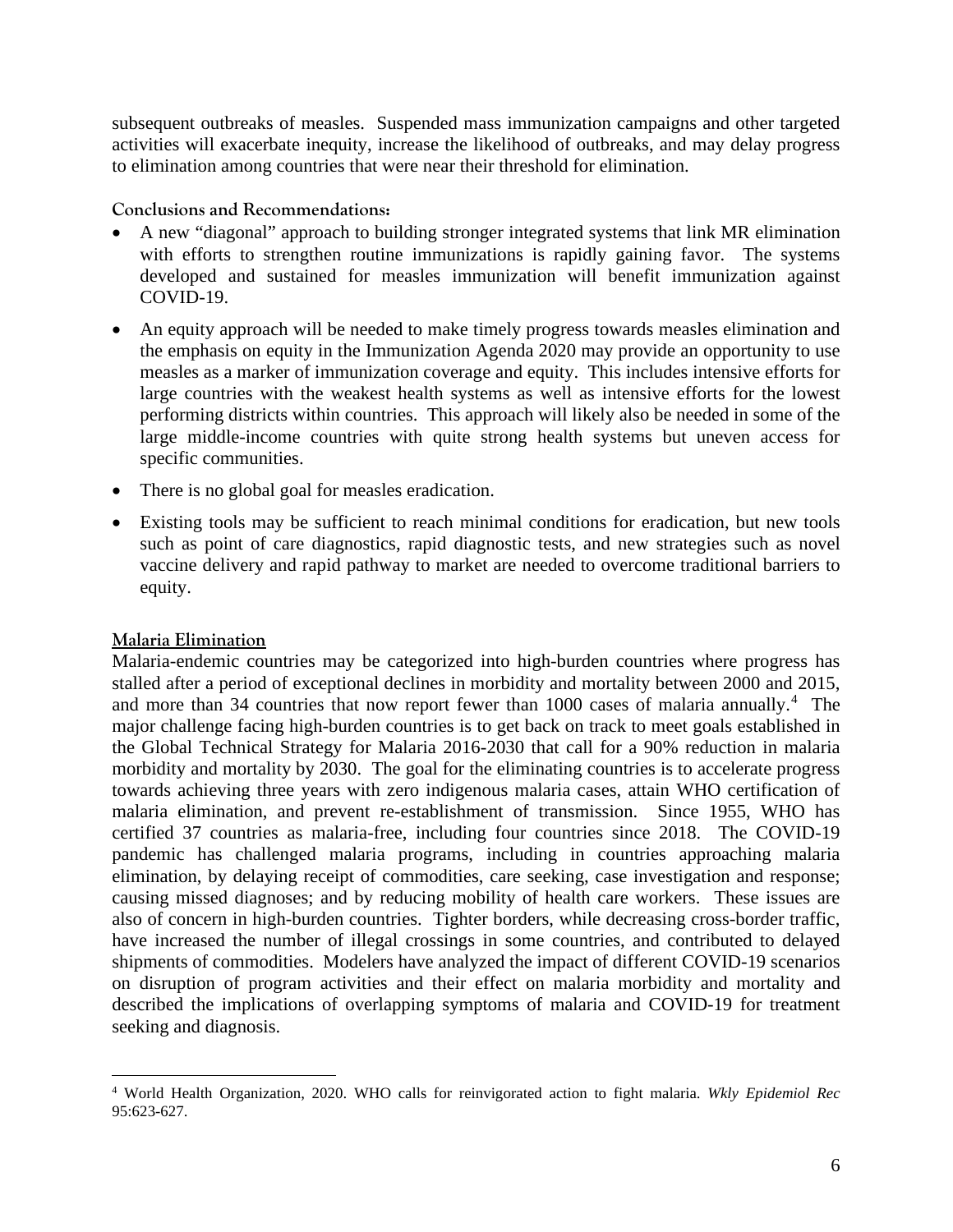subsequent outbreaks of measles. Suspended mass immunization campaigns and other targeted activities will exacerbate inequity, increase the likelihood of outbreaks, and may delay progress to elimination among countries that were near their threshold for elimination.

### Conclusions and Recommendations:

- A new "diagonal" approach to building stronger integrated systems that link MR elimination with efforts to strengthen routine immunizations is rapidly gaining favor. The systems developed and sustained for measles immunization will benefit immunization against COVID-19.
- An equity approach will be needed to make timely progress towards measles elimination and the emphasis on equity in the Immunization Agenda 2020 may provide an opportunity to use measles as a marker of immunization coverage and equity. This includes intensive efforts for large countries with the weakest health systems as well as intensive efforts for the lowest performing districts within countries. This approach will likely also be needed in some of the large middle-income countries with quite strong health systems but uneven access for specific communities.
- There is no global goal for measles eradication.
- Existing tools may be sufficient to reach minimal conditions for eradication, but new tools such as point of care diagnostics, rapid diagnostic tests, and new strategies such as novel vaccine delivery and rapid pathway to market are needed to overcome traditional barriers to equity.

### Malaria Elimination

Malaria-endemic countries may be categorized into high-burden countries where progress has stalled after a period of exceptional declines in morbidity and mortality between 2000 and 2015, and more than 34 countries that now report fewer than 1000 cases of malaria annually.[4] The major challenge facing high-burden countries is to get back on track to meet goals established in the Global Technical Strategy for Malaria 2016-2030 that call for a 90% reduction in malaria morbidity and mortality by 2030. The goal for the eliminating countries is to accelerate progress towards achieving three years with zero indigenous malaria cases, attain WHO certification of malaria elimination, and prevent re-establishment of transmission. Since 1955, WHO has certified 37 countries as malaria-free, including four countries since 2018. The COVID-19 pandemic has challenged malaria programs, including in countries approaching malaria elimination, by delaying receipt of commodities, care seeking, case investigation and response; causing missed diagnoses; and by reducing mobility of health care workers. These issues are also of concern in high-burden countries. Tighter borders, while decreasing cross-border traffic, have increased the number of illegal crossings in some countries, and contributed to delayed shipments of commodities. Modelers have analyzed the impact of different COVID-19 scenarios on disruption of program activities and their effect on malaria morbidity and mortality and described the implications of overlapping symptoms of malaria and COVID-19 for treatment seeking and diagnosis.

---

[4] World Health Organization, 2020. WHO calls for reinvigorated action to fight malaria. *Wkly Epidemiol Rec* 95:623-627.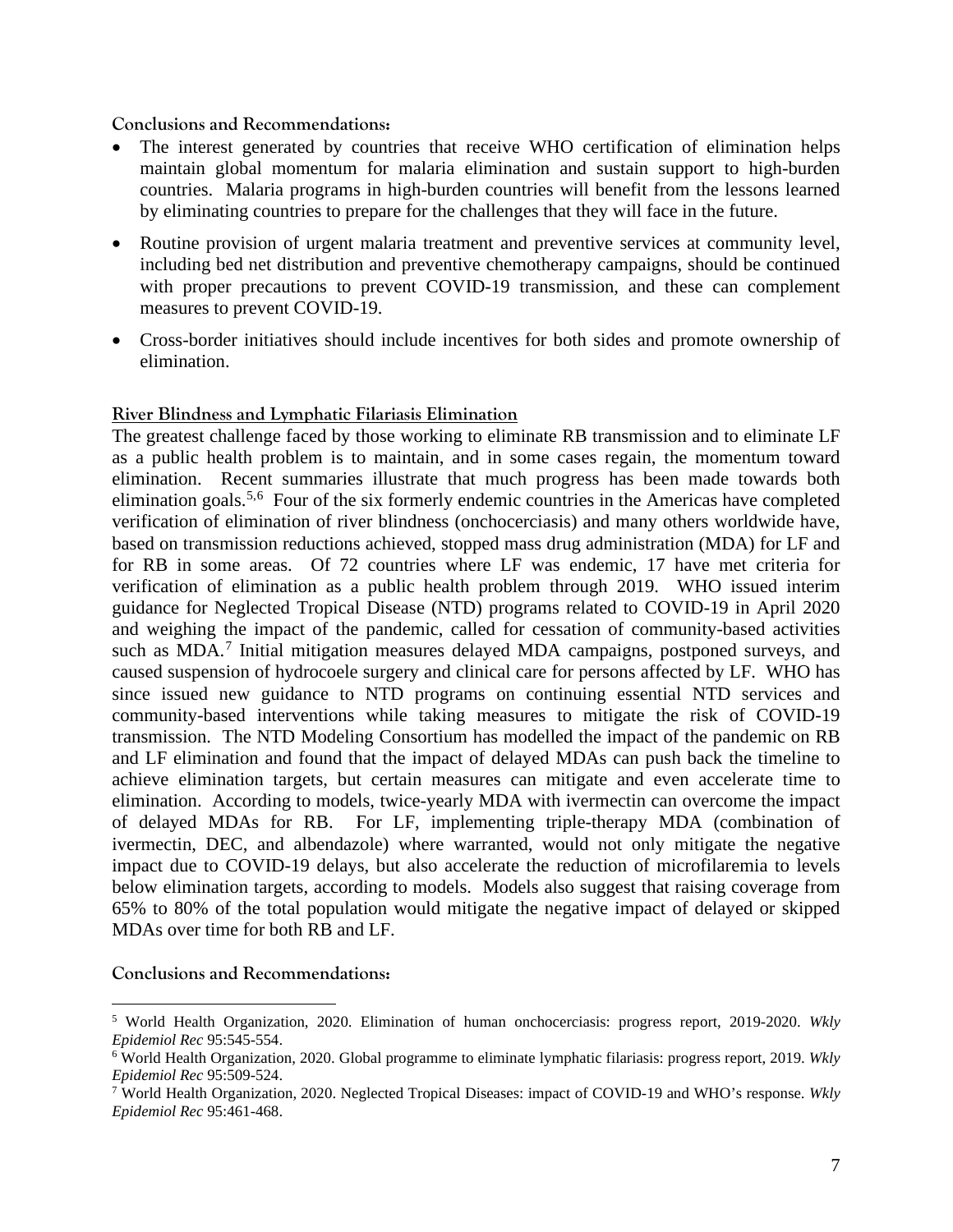**Conclusions and Recommendations:**

- The interest generated by countries that receive WHO certification of elimination helps maintain global momentum for malaria elimination and sustain support to high-burden countries. Malaria programs in high-burden countries will benefit from the lessons learned by eliminating countries to prepare for the challenges that they will face in the future.
- Routine provision of urgent malaria treatment and preventive services at community level, including bed net distribution and preventive chemotherapy campaigns, should be continued with proper precautions to prevent COVID-19 transmission, and these can complement measures to prevent COVID-19.
- Cross-border initiatives should include incentives for both sides and promote ownership of elimination.

## River Blindness and Lymphatic Filariasis Elimination

The greatest challenge faced by those working to eliminate RB transmission and to eliminate LF as a public health problem is to maintain, and in some cases regain, the momentum toward elimination. Recent summaries illustrate that much progress has been made towards both elimination goals.[5,6] Four of the six formerly endemic countries in the Americas have completed verification of elimination of river blindness (onchocerciasis) and many others worldwide have, based on transmission reductions achieved, stopped mass drug administration (MDA) for LF and for RB in some areas. Of 72 countries where LF was endemic, 17 have met criteria for verification of elimination as a public health problem through 2019. WHO issued interim guidance for Neglected Tropical Disease (NTD) programs related to COVID-19 in April 2020 and weighing the impact of the pandemic, called for cessation of community-based activities such as MDA.[7] Initial mitigation measures delayed MDA campaigns, postponed surveys, and caused suspension of hydrocoele surgery and clinical care for persons affected by LF. WHO has since issued new guidance to NTD programs on continuing essential NTD services and community-based interventions while taking measures to mitigate the risk of COVID-19 transmission. The NTD Modeling Consortium has modelled the impact of the pandemic on RB and LF elimination and found that the impact of delayed MDAs can push back the timeline to achieve elimination targets, but certain measures can mitigate and even accelerate time to elimination. According to models, twice-yearly MDA with ivermectin can overcome the impact of delayed MDAs for RB. For LF, implementing triple-therapy MDA (combination of ivermectin, DEC, and albendazole) where warranted, would not only mitigate the negative impact due to COVID-19 delays, but also accelerate the reduction of microfilaremia to levels below elimination targets, according to models. Models also suggest that raising coverage from 65% to 80% of the total population would mitigate the negative impact of delayed or skipped MDAs over time for both RB and LF.

**Conclusions and Recommendations:**

---

[5] World Health Organization, 2020. Elimination of human onchocerciasis: progress report, 2019-2020. *Wkly Epidemiol Rec* 95:545-554.

[6] World Health Organization, 2020. Global programme to eliminate lymphatic filariasis: progress report, 2019. *Wkly Epidemiol Rec* 95:509-524.

[7] World Health Organization, 2020. Neglected Tropical Diseases: impact of COVID-19 and WHO's response. *Wkly Epidemiol Rec* 95:461-468.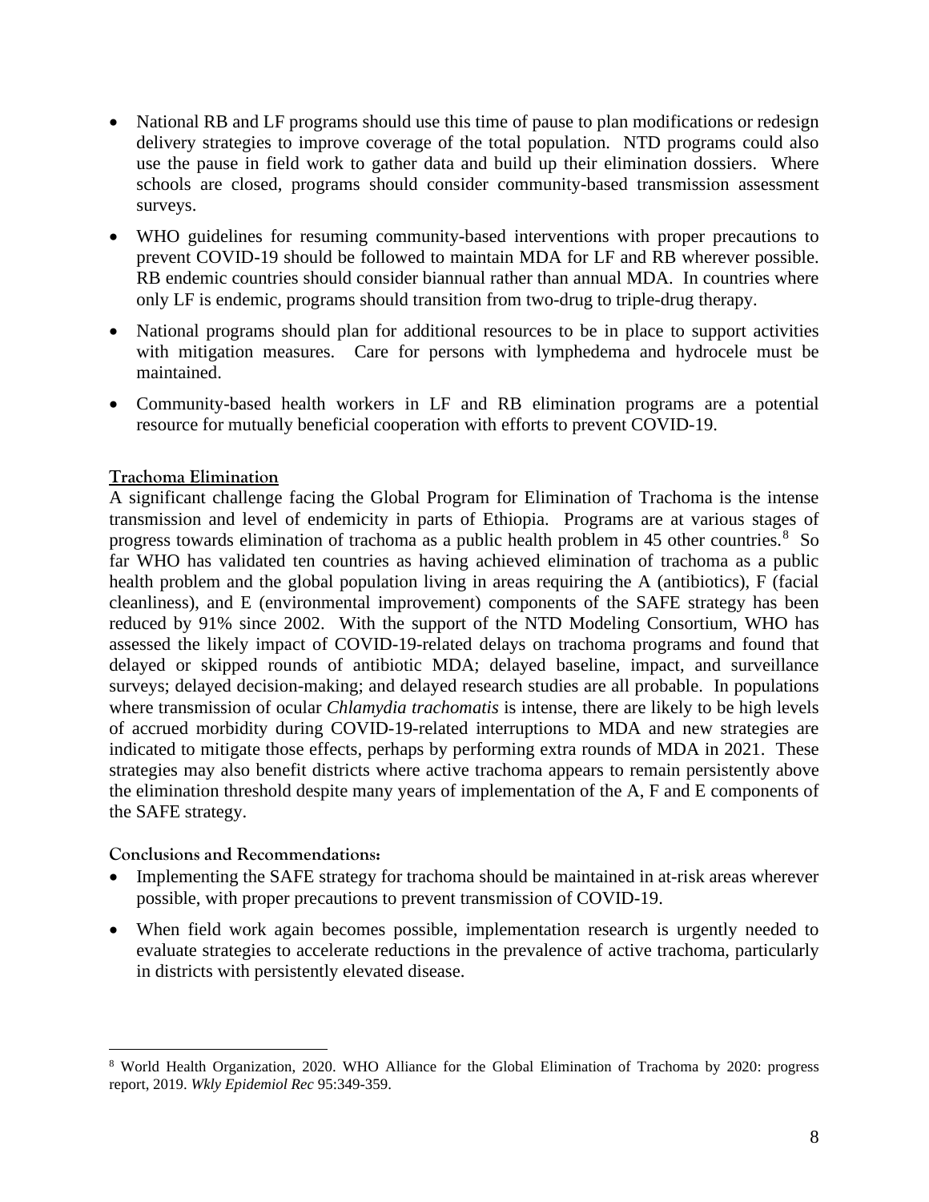- National RB and LF programs should use this time of pause to plan modifications or redesign delivery strategies to improve coverage of the total population. NTD programs could also use the pause in field work to gather data and build up their elimination dossiers. Where schools are closed, programs should consider community-based transmission assessment surveys.
- WHO guidelines for resuming community-based interventions with proper precautions to prevent COVID-19 should be followed to maintain MDA for LF and RB wherever possible. RB endemic countries should consider biannual rather than annual MDA. In countries where only LF is endemic, programs should transition from two-drug to triple-drug therapy.
- National programs should plan for additional resources to be in place to support activities with mitigation measures. Care for persons with lymphedema and hydrocele must be maintained.
- Community-based health workers in LF and RB elimination programs are a potential resource for mutually beneficial cooperation with efforts to prevent COVID-19.

## Trachoma Elimination

A significant challenge facing the Global Program for Elimination of Trachoma is the intense transmission and level of endemicity in parts of Ethiopia. Programs are at various stages of progress towards elimination of trachoma as a public health problem in 45 other countries.[8] So far WHO has validated ten countries as having achieved elimination of trachoma as a public health problem and the global population living in areas requiring the A (antibiotics), F (facial cleanliness), and E (environmental improvement) components of the SAFE strategy has been reduced by 91% since 2002. With the support of the NTD Modeling Consortium, WHO has assessed the likely impact of COVID-19-related delays on trachoma programs and found that delayed or skipped rounds of antibiotic MDA; delayed baseline, impact, and surveillance surveys; delayed decision-making; and delayed research studies are all probable. In populations where transmission of ocular *Chlamydia trachomatis* is intense, there are likely to be high levels of accrued morbidity during COVID-19-related interruptions to MDA and new strategies are indicated to mitigate those effects, perhaps by performing extra rounds of MDA in 2021. These strategies may also benefit districts where active trachoma appears to remain persistently above the elimination threshold despite many years of implementation of the A, F and E components of the SAFE strategy.

### Conclusions and Recommendations:

- Implementing the SAFE strategy for trachoma should be maintained in at-risk areas wherever possible, with proper precautions to prevent transmission of COVID-19.
- When field work again becomes possible, implementation research is urgently needed to evaluate strategies to accelerate reductions in the prevalence of active trachoma, particularly in districts with persistently elevated disease.

---

[8] World Health Organization, 2020. WHO Alliance for the Global Elimination of Trachoma by 2020: progress report, 2019. *Wkly Epidemiol Rec* 95:349-359.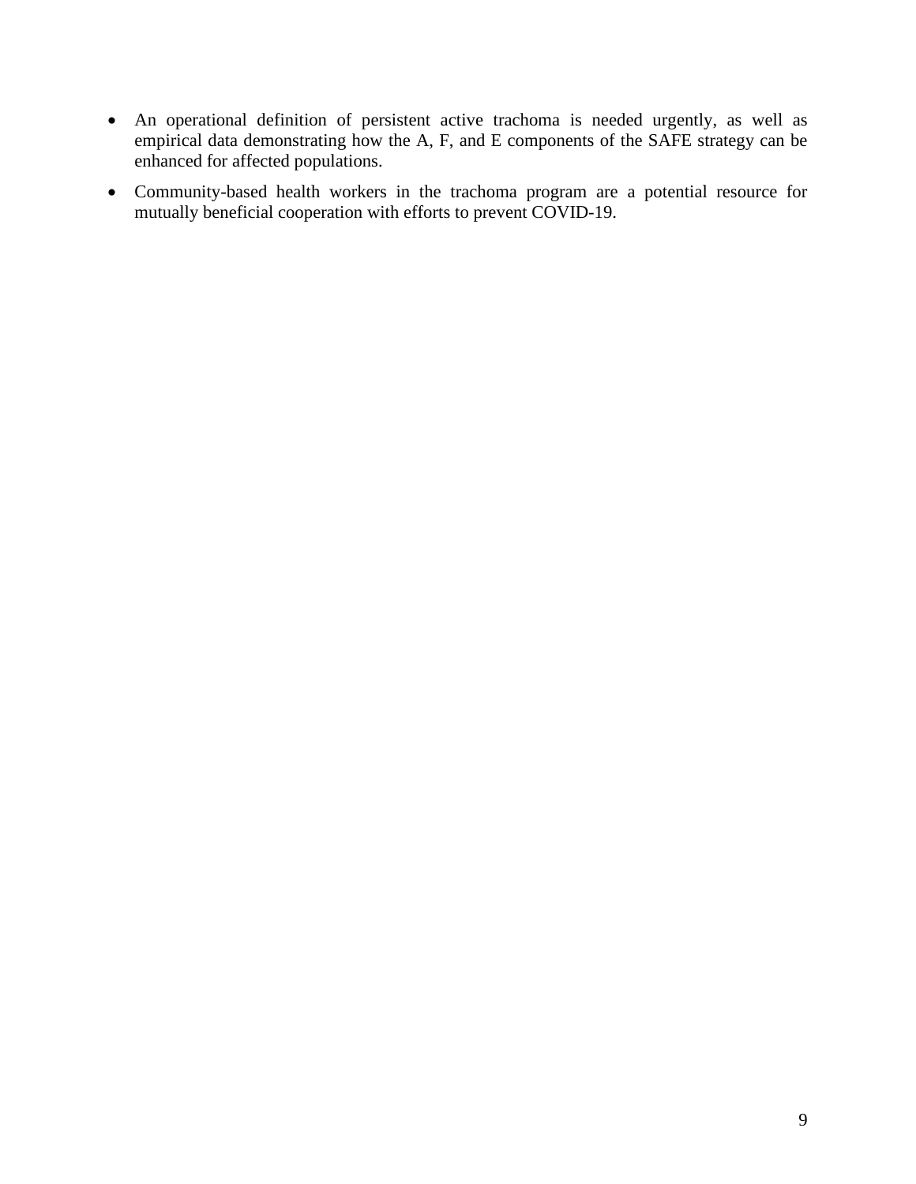- An operational definition of persistent active trachoma is needed urgently, as well as empirical data demonstrating how the A, F, and E components of the SAFE strategy can be enhanced for affected populations.
- Community-based health workers in the trachoma program are a potential resource for mutually beneficial cooperation with efforts to prevent COVID-19.